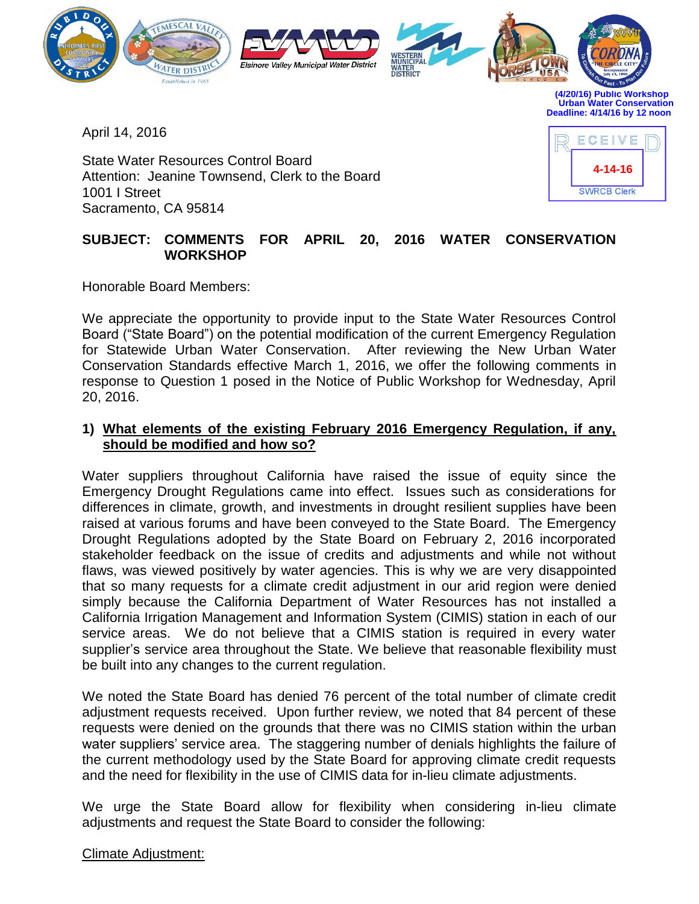(4/20/16) Public Workshop
Urban Water Conservation
Deadline: 4/14/16 by 12 noon

RECEIVED
4-14-16
SWRCB Clerk

April 14, 2016

State Water Resources Control Board
Attention: Jeanine Townsend, Clerk to the Board
1001 I Street
Sacramento, CA 95814

**SUBJECT: COMMENTS FOR APRIL 20, 2016 WATER CONSERVATION WORKSHOP**

Honorable Board Members:

We appreciate the opportunity to provide input to the State Water Resources Control Board ("State Board") on the potential modification of the current Emergency Regulation for Statewide Urban Water Conservation. After reviewing the New Urban Water Conservation Standards effective March 1, 2016, we offer the following comments in response to Question 1 posed in the Notice of Public Workshop for Wednesday, April 20, 2016.

1) **What elements of the existing February 2016 Emergency Regulation, if any, should be modified and how so?**

Water suppliers throughout California have raised the issue of equity since the Emergency Drought Regulations came into effect. Issues such as considerations for differences in climate, growth, and investments in drought resilient supplies have been raised at various forums and have been conveyed to the State Board. The Emergency Drought Regulations adopted by the State Board on February 2, 2016 incorporated stakeholder feedback on the issue of credits and adjustments and while not without flaws, was viewed positively by water agencies. This is why we are very disappointed that so many requests for a climate credit adjustment in our arid region were denied simply because the California Department of Water Resources has not installed a California Irrigation Management and Information System (CIMIS) station in each of our service areas. We do not believe that a CIMIS station is required in every water supplier's service area throughout the State. We believe that reasonable flexibility must be built into any changes to the current regulation.

We noted the State Board has denied 76 percent of the total number of climate credit adjustment requests received. Upon further review, we noted that 84 percent of these requests were denied on the grounds that there was no CIMIS station within the urban water suppliers' service area. The staggering number of denials highlights the failure of the current methodology used by the State Board for approving climate credit requests and the need for flexibility in the use of CIMIS data for in-lieu climate adjustments.

We urge the State Board allow for flexibility when considering in-lieu climate adjustments and request the State Board to consider the following:

Climate Adjustment: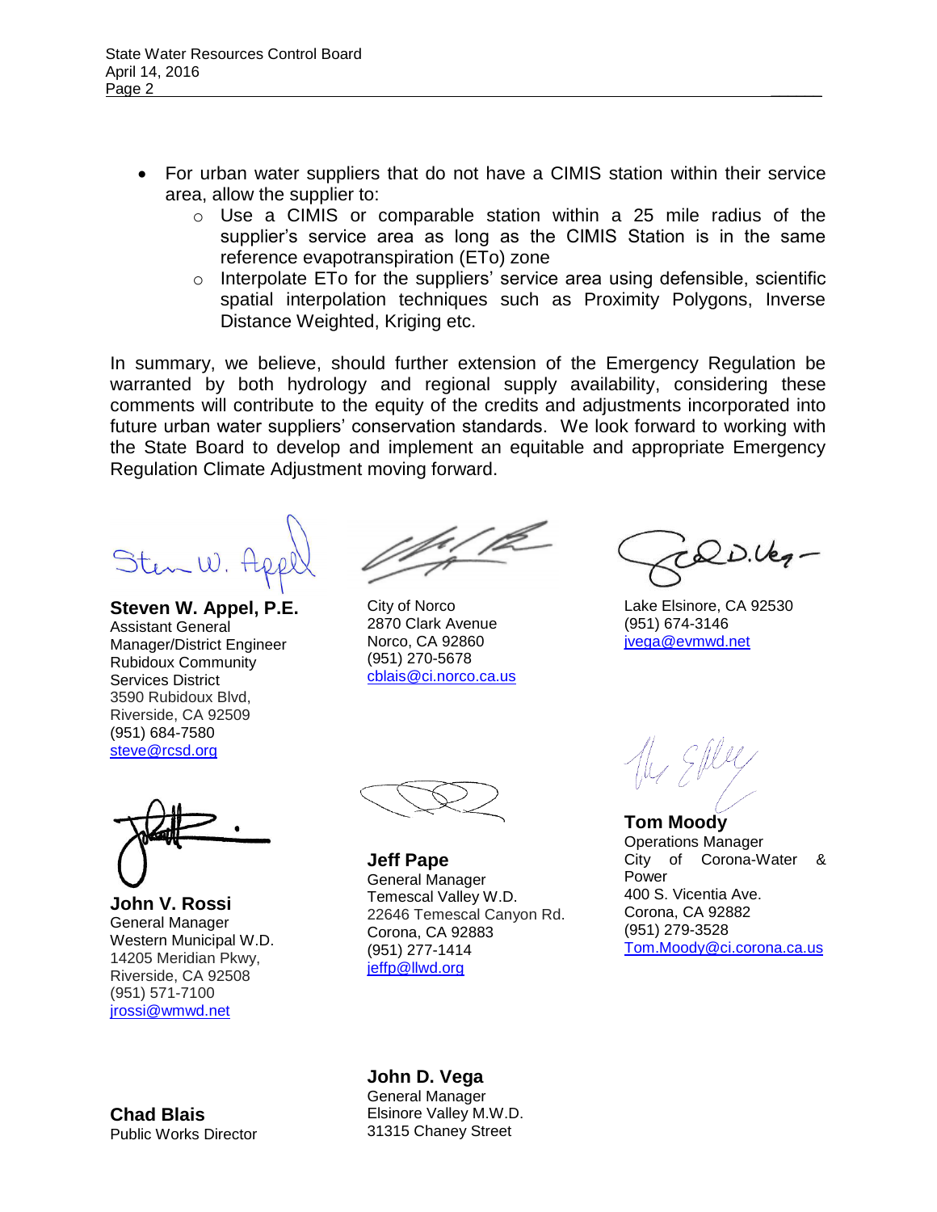- For urban water suppliers that do not have a CIMIS station within their service area, allow the supplier to:
  - Use a CIMIS or comparable station within a 25 mile radius of the supplier's service area as long as the CIMIS Station is in the same reference evapotranspiration (ETo) zone
  - Interpolate ETo for the suppliers' service area using defensible, scientific spatial interpolation techniques such as Proximity Polygons, Inverse Distance Weighted, Kriging etc.

In summary, we believe, should further extension of the Emergency Regulation be warranted by both hydrology and regional supply availability, considering these comments will contribute to the equity of the credits and adjustments incorporated into future urban water suppliers' conservation standards. We look forward to working with the State Board to develop and implement an equitable and appropriate Emergency Regulation Climate Adjustment moving forward.

**Steven W. Appel, P.E.**
Assistant General Manager/District Engineer
Rubidoux Community Services District
3590 Rubidoux Blvd,
Riverside, CA 92509
(951) 684-7580
steve@rcsd.org

**Chad Blais**
Public Works Director
City of Norco
2870 Clark Avenue
Norco, CA 92860
(951) 270-5678
cblais@ci.norco.ca.us

**John D. Vega**
General Manager
Elsinore Valley M.W.D.
31315 Chaney Street
Lake Elsinore, CA 92530
(951) 674-3146
jvega@evmwd.net

**John V. Rossi**
General Manager
Western Municipal W.D.
14205 Meridian Pkwy,
Riverside, CA 92508
(951) 571-7100
jrossi@wmwd.net

**Jeff Pape**
General Manager
Temescal Valley W.D.
22646 Temescal Canyon Rd.
Corona, CA 92883
(951) 277-1414
jeffp@llwd.org

**Tom Moody**
Operations Manager
City of Corona-Water & Power
400 S. Vicentia Ave.
Corona, CA 92882
(951) 279-3528
Tom.Moody@ci.corona.ca.us